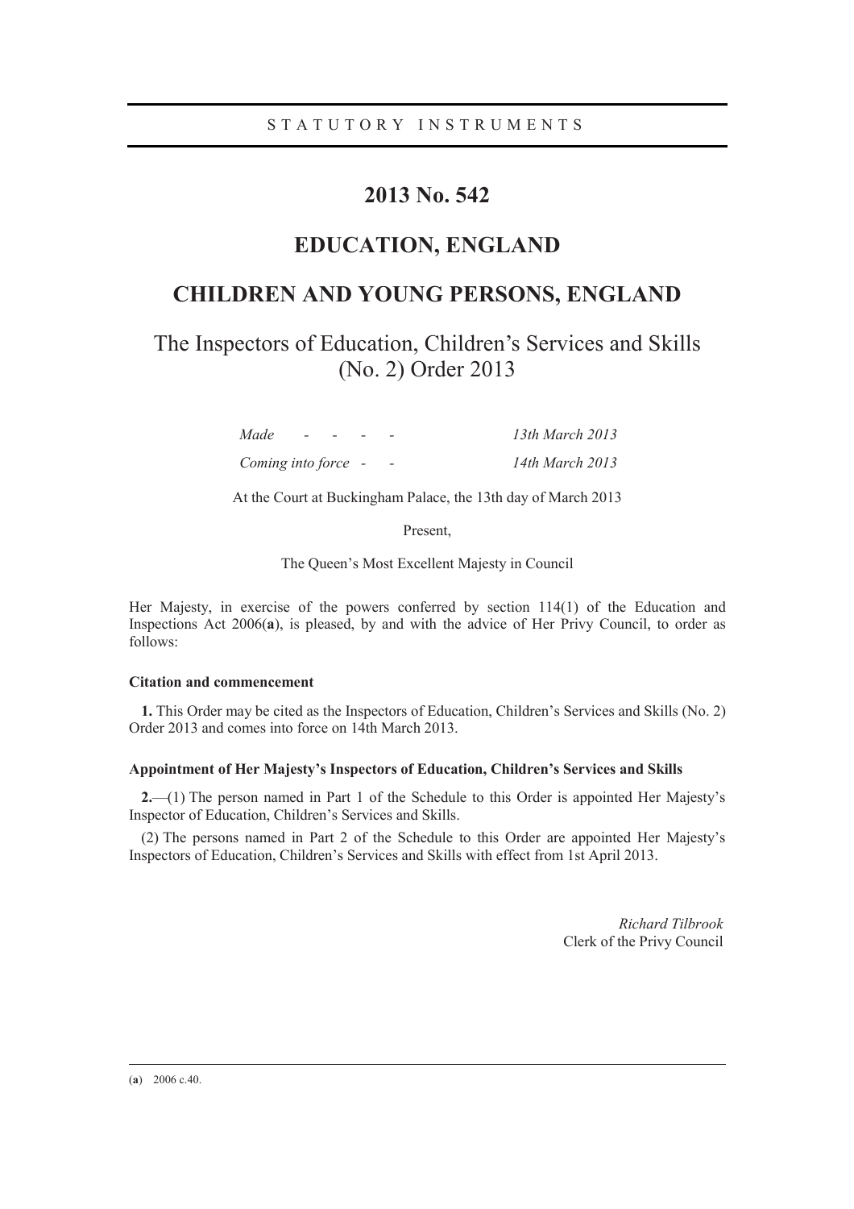STATUTORY INSTRUMENTS

# 2013 No. 542

# EDUCATION, ENGLAND

# CHILDREN AND YOUNG PERSONS, ENGLAND

## The Inspectors of Education, Children's Services and Skills (No. 2) Order 2013

| | |
|---|---|
| *Made - - - -* | *13th March 2013* |
| *Coming into force - -* | *14th March 2013* |

At the Court at Buckingham Palace, the 13th day of March 2013

Present,

The Queen's Most Excellent Majesty in Council

Her Majesty, in exercise of the powers conferred by section 114(1) of the Education and Inspections Act 2006(**a**), is pleased, by and with the advice of Her Privy Council, to order as follows:

**Citation and commencement**

**1.** This Order may be cited as the Inspectors of Education, Children's Services and Skills (No. 2) Order 2013 and comes into force on 14th March 2013.

**Appointment of Her Majesty's Inspectors of Education, Children's Services and Skills**

**2.**—(1) The person named in Part 1 of the Schedule to this Order is appointed Her Majesty's Inspector of Education, Children's Services and Skills.

(2) The persons named in Part 2 of the Schedule to this Order are appointed Her Majesty's Inspectors of Education, Children's Services and Skills with effect from 1st April 2013.

*Richard Tilbrook*
Clerk of the Privy Council

(**a**) 2006 c.40.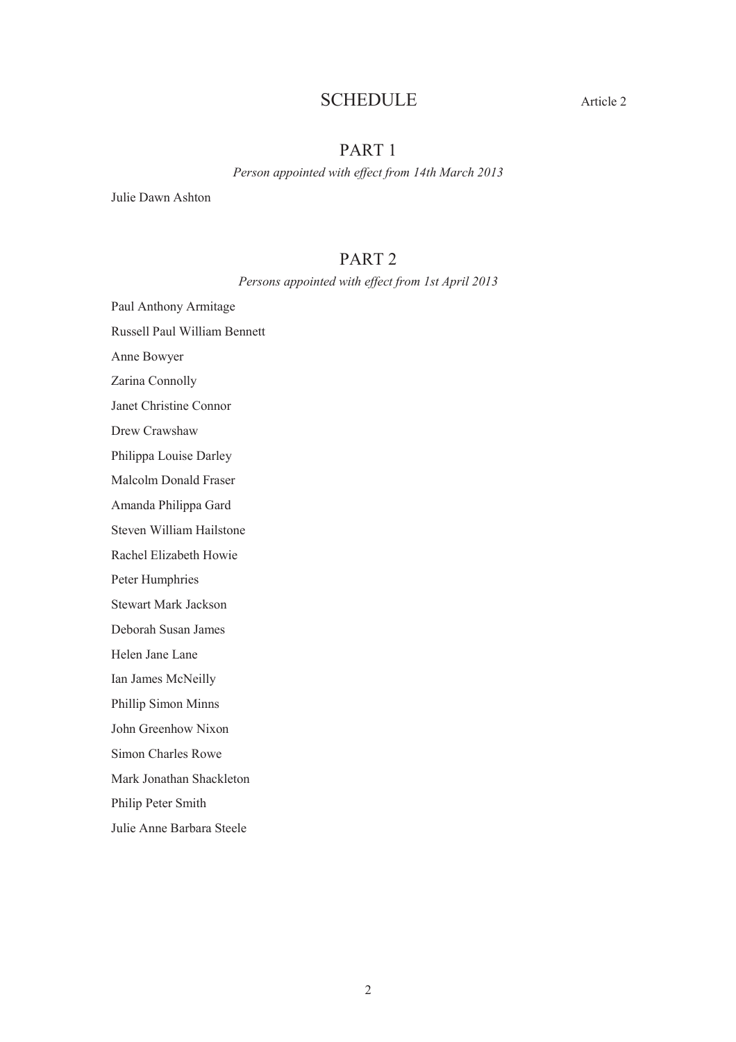## SCHEDULE

Article 2

### PART 1

*Person appointed with effect from 14th March 2013*

Julie Dawn Ashton

### PART 2

*Persons appointed with effect from 1st April 2013*

Paul Anthony Armitage

Russell Paul William Bennett

Anne Bowyer

Zarina Connolly

Janet Christine Connor

Drew Crawshaw

Philippa Louise Darley

Malcolm Donald Fraser

Amanda Philippa Gard

Steven William Hailstone

Rachel Elizabeth Howie

Peter Humphries

Stewart Mark Jackson

Deborah Susan James

Helen Jane Lane

Ian James McNeilly

Phillip Simon Minns

John Greenhow Nixon

Simon Charles Rowe

Mark Jonathan Shackleton

Philip Peter Smith

Julie Anne Barbara Steele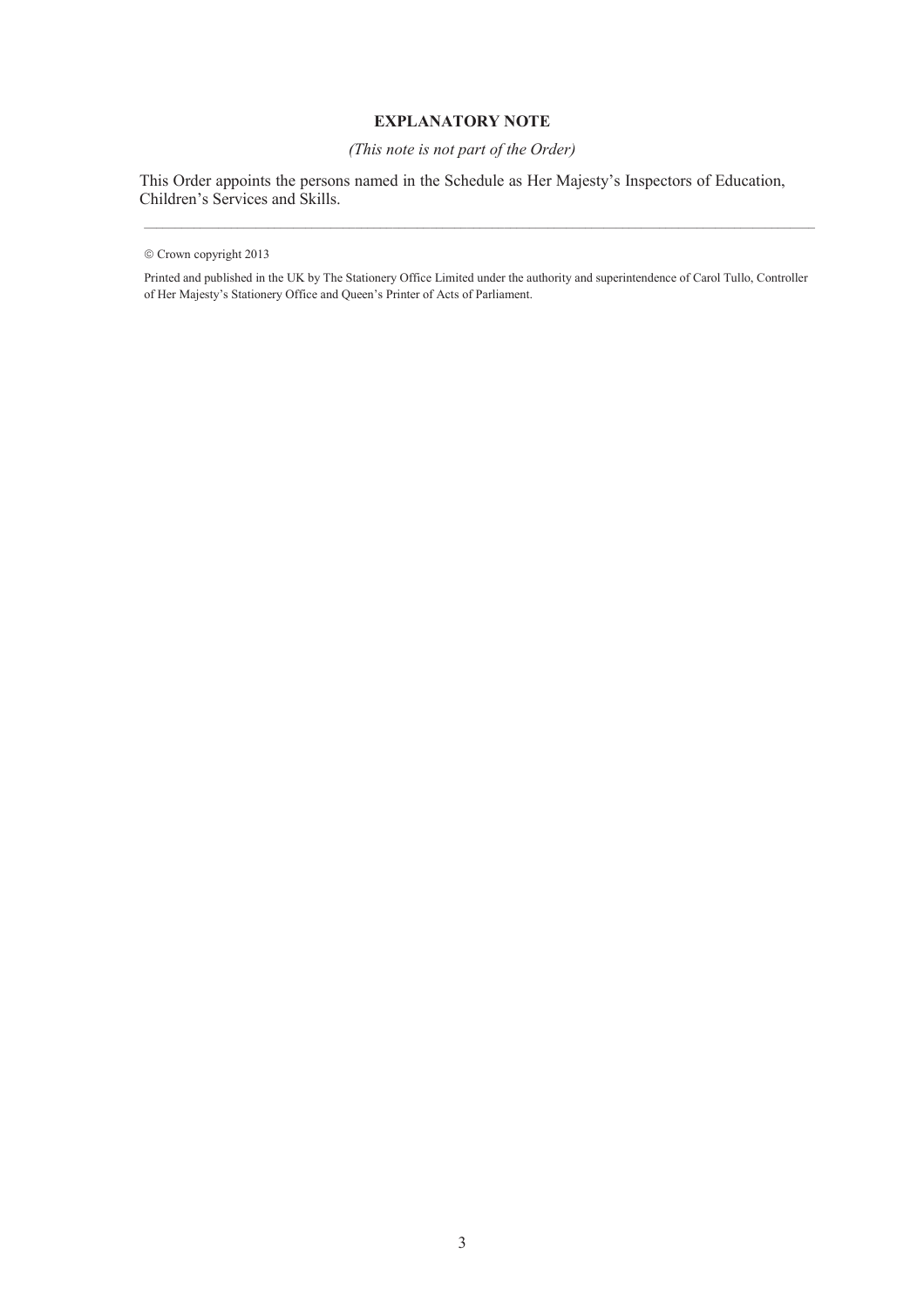## EXPLANATORY NOTE

*(This note is not part of the Order)*

This Order appoints the persons named in the Schedule as Her Majesty's Inspectors of Education, Children's Services and Skills.

---

© Crown copyright 2013

Printed and published in the UK by The Stationery Office Limited under the authority and superintendence of Carol Tullo, Controller of Her Majesty's Stationery Office and Queen's Printer of Acts of Parliament.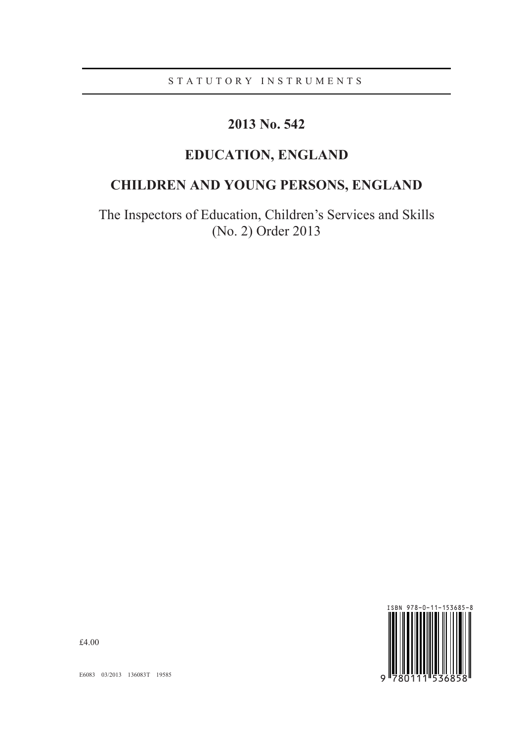STATUTORY INSTRUMENTS

# 2013 No. 542

## EDUCATION, ENGLAND

## CHILDREN AND YOUNG PERSONS, ENGLAND

The Inspectors of Education, Children's Services and Skills (No. 2) Order 2013

£4.00

ISBN 978-0-11-153685-8

E6083 03/2013 136083T 19585